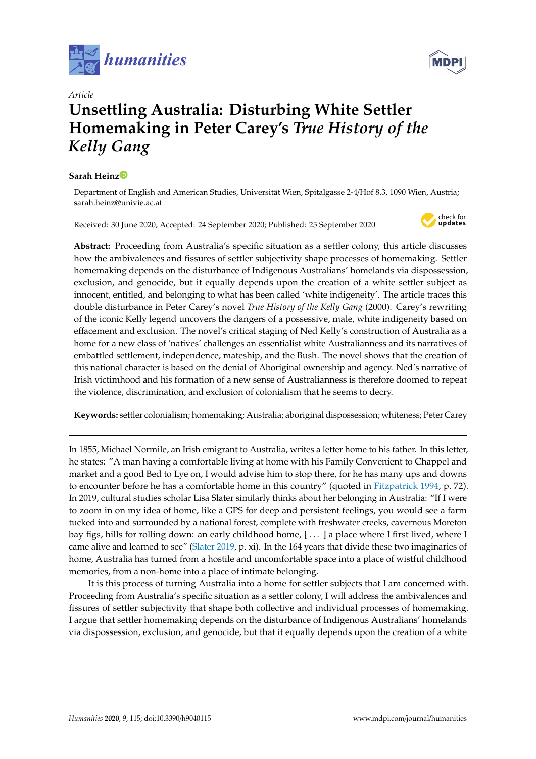*humanities*

*Article*

# Unsettling Australia: Disturbing White Settler Homemaking in Peter Carey's *True History of the Kelly Gang*

**Sarah Heinz**

Department of English and American Studies, Universität Wien, Spitalgasse 2-4/Hof 8.3, 1090 Wien, Austria; sarah.heinz@univie.ac.at

Received: 30 June 2020; Accepted: 24 September 2020; Published: 25 September 2020

**Abstract:** Proceeding from Australia's specific situation as a settler colony, this article discusses how the ambivalences and fissures of settler subjectivity shape processes of homemaking. Settler homemaking depends on the disturbance of Indigenous Australians' homelands via dispossession, exclusion, and genocide, but it equally depends upon the creation of a white settler subject as innocent, entitled, and belonging to what has been called 'white indigeneity'. The article traces this double disturbance in Peter Carey's novel *True History of the Kelly Gang* (2000). Carey's rewriting of the iconic Kelly legend uncovers the dangers of a possessive, male, white indigeneity based on effacement and exclusion. The novel's critical staging of Ned Kelly's construction of Australia as a home for a new class of 'natives' challenges an essentialist white Australianness and its narratives of embattled settlement, independence, mateship, and the Bush. The novel shows that the creation of this national character is based on the denial of Aboriginal ownership and agency. Ned's narrative of Irish victimhood and his formation of a new sense of Australianness is therefore doomed to repeat the violence, discrimination, and exclusion of colonialism that he seems to decry.

**Keywords:** settler colonialism; homemaking; Australia; aboriginal dispossession; whiteness; Peter Carey

---

In 1855, Michael Normile, an Irish emigrant to Australia, writes a letter home to his father. In this letter, he states: "A man having a comfortable living at home with his Family Convenient to Chappel and market and a good Bed to Lye on, I would advise him to stop there, for he has many ups and downs to encounter before he has a comfortable home in this country" (quoted in Fitzpatrick 1994, p. 72). In 2019, cultural studies scholar Lisa Slater similarly thinks about her belonging in Australia: "If I were to zoom in on my idea of home, like a GPS for deep and persistent feelings, you would see a farm tucked into and surrounded by a national forest, complete with freshwater creeks, cavernous Moreton bay figs, hills for rolling down: an early childhood home, [ … ] a place where I first lived, where I came alive and learned to see" (Slater 2019, p. xi). In the 164 years that divide these two imaginaries of home, Australia has turned from a hostile and uncomfortable space into a place of wistful childhood memories, from a non-home into a place of intimate belonging.

It is this process of turning Australia into a home for settler subjects that I am concerned with. Proceeding from Australia's specific situation as a settler colony, I will address the ambivalences and fissures of settler subjectivity that shape both collective and individual processes of homemaking. I argue that settler homemaking depends on the disturbance of Indigenous Australians' homelands via dispossession, exclusion, and genocide, but that it equally depends upon the creation of a white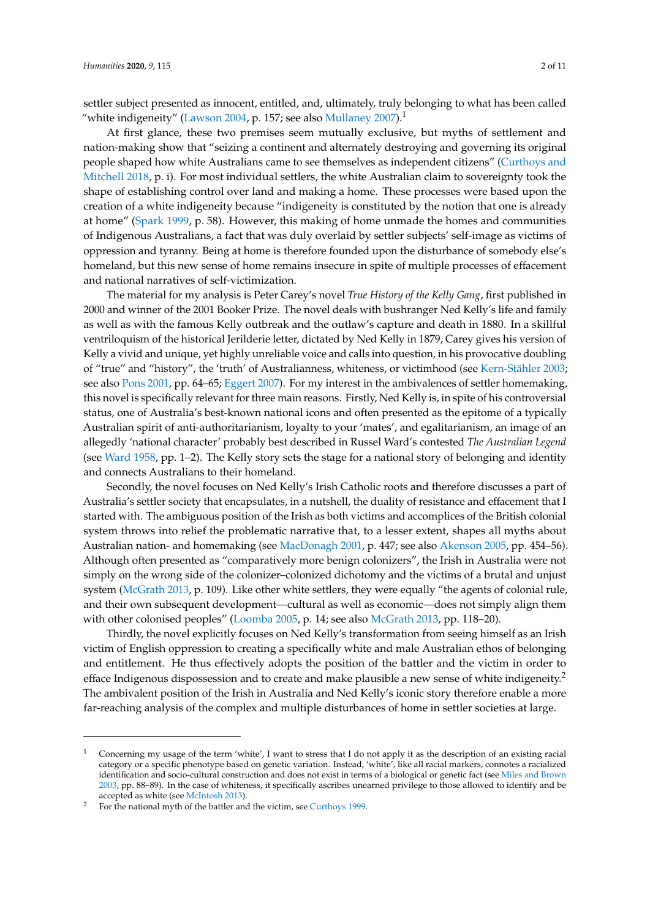settler subject presented as innocent, entitled, and, ultimately, truly belonging to what has been called "white indigeneity" (Lawson 2004, p. 157; see also Mullaney 2007).[1]

At first glance, these two premises seem mutually exclusive, but myths of settlement and nation-making show that "seizing a continent and alternately destroying and governing its original people shaped how white Australians came to see themselves as independent citizens" (Curthoys and Mitchell 2018, p. i). For most individual settlers, the white Australian claim to sovereignty took the shape of establishing control over land and making a home. These processes were based upon the creation of a white indigeneity because "indigeneity is constituted by the notion that one is already at home" (Spark 1999, p. 58). However, this making of home unmade the homes and communities of Indigenous Australians, a fact that was duly overlaid by settler subjects' self-image as victims of oppression and tyranny. Being at home is therefore founded upon the disturbance of somebody else's homeland, but this new sense of home remains insecure in spite of multiple processes of effacement and national narratives of self-victimization.

The material for my analysis is Peter Carey's novel *True History of the Kelly Gang*, first published in 2000 and winner of the 2001 Booker Prize. The novel deals with bushranger Ned Kelly's life and family as well as with the famous Kelly outbreak and the outlaw's capture and death in 1880. In a skillful ventriloquism of the historical Jerilderie letter, dictated by Ned Kelly in 1879, Carey gives his version of Kelly a vivid and unique, yet highly unreliable voice and calls into question, in his provocative doubling of "true" and "history", the 'truth' of Australianness, whiteness, or victimhood (see Kern-Stähler 2003; see also Pons 2001, pp. 64–65; Eggert 2007). For my interest in the ambivalences of settler homemaking, this novel is specifically relevant for three main reasons. Firstly, Ned Kelly is, in spite of his controversial status, one of Australia's best-known national icons and often presented as the epitome of a typically Australian spirit of anti-authoritarianism, loyalty to your 'mates', and egalitarianism, an image of an allegedly 'national character' probably best described in Russel Ward's contested *The Australian Legend* (see Ward 1958, pp. 1–2). The Kelly story sets the stage for a national story of belonging and identity and connects Australians to their homeland.

Secondly, the novel focuses on Ned Kelly's Irish Catholic roots and therefore discusses a part of Australia's settler society that encapsulates, in a nutshell, the duality of resistance and effacement that I started with. The ambiguous position of the Irish as both victims and accomplices of the British colonial system throws into relief the problematic narrative that, to a lesser extent, shapes all myths about Australian nation- and homemaking (see MacDonagh 2001, p. 447; see also Akenson 2005, pp. 454–56). Although often presented as "comparatively more benign colonizers", the Irish in Australia were not simply on the wrong side of the colonizer–colonized dichotomy and the victims of a brutal and unjust system (McGrath 2013, p. 109). Like other white settlers, they were equally "the agents of colonial rule, and their own subsequent development—cultural as well as economic—does not simply align them with other colonised peoples" (Loomba 2005, p. 14; see also McGrath 2013, pp. 118–20).

Thirdly, the novel explicitly focuses on Ned Kelly's transformation from seeing himself as an Irish victim of English oppression to creating a specifically white and male Australian ethos of belonging and entitlement. He thus effectively adopts the position of the battler and the victim in order to efface Indigenous dispossession and to create and make plausible a new sense of white indigeneity.[2] The ambivalent position of the Irish in Australia and Ned Kelly's iconic story therefore enable a more far-reaching analysis of the complex and multiple disturbances of home in settler societies at large.

---

[1] Concerning my usage of the term 'white', I want to stress that I do not apply it as the description of an existing racial category or a specific phenotype based on genetic variation. Instead, 'white', like all racial markers, connotes a racialized identification and socio-cultural construction and does not exist in terms of a biological or genetic fact (see Miles and Brown 2003, pp. 88–89). In the case of whiteness, it specifically ascribes unearned privilege to those allowed to identify and be accepted as white (see McIntosh 2013).

[2] For the national myth of the battler and the victim, see Curthoys 1999.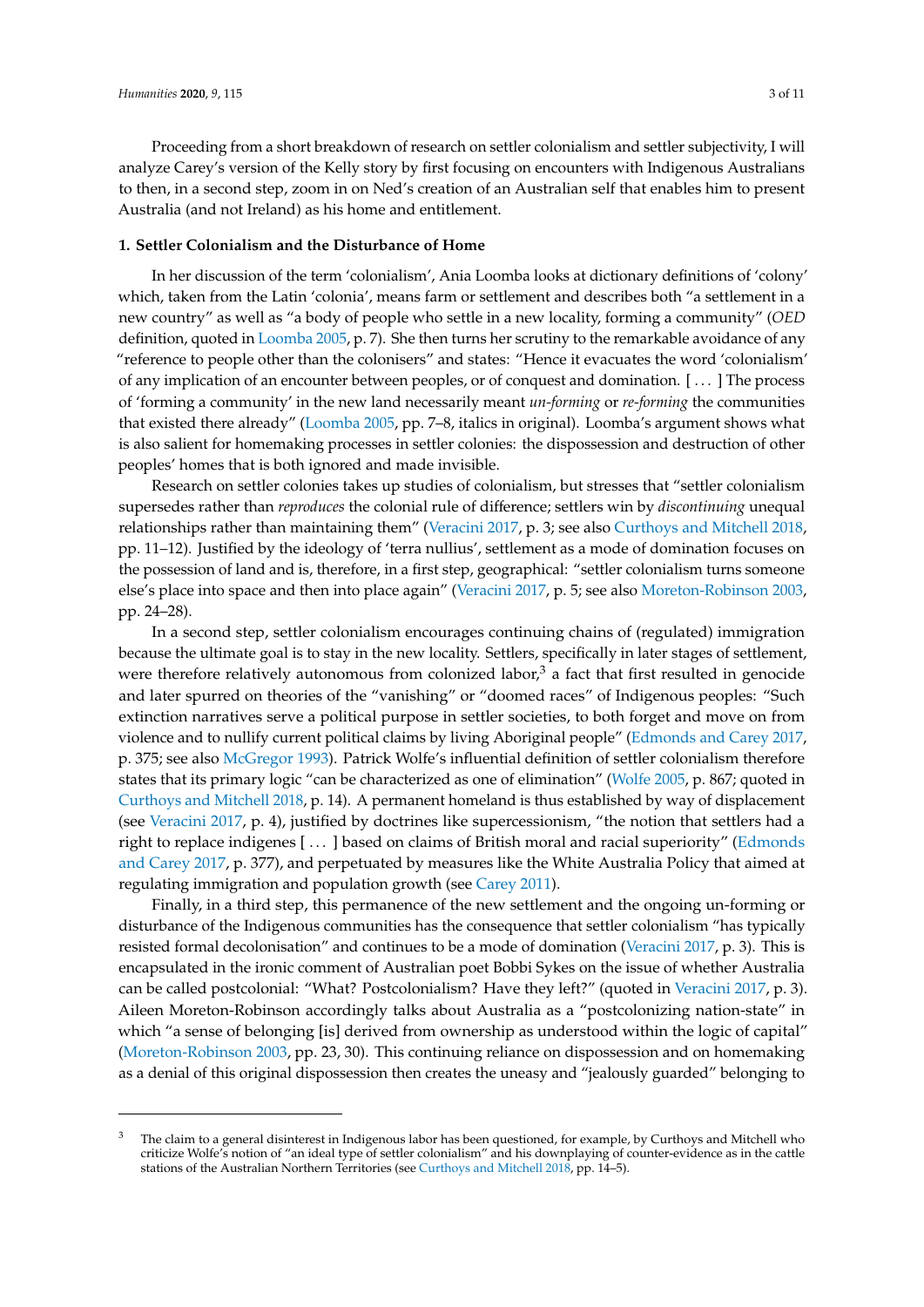Proceeding from a short breakdown of research on settler colonialism and settler subjectivity, I will analyze Carey's version of the Kelly story by first focusing on encounters with Indigenous Australians to then, in a second step, zoom in on Ned's creation of an Australian self that enables him to present Australia (and not Ireland) as his home and entitlement.

## 1. Settler Colonialism and the Disturbance of Home

In her discussion of the term 'colonialism', Ania Loomba looks at dictionary definitions of 'colony' which, taken from the Latin 'colonia', means farm or settlement and describes both "a settlement in a new country" as well as "a body of people who settle in a new locality, forming a community" (*OED* definition, quoted in Loomba 2005, p. 7). She then turns her scrutiny to the remarkable avoidance of any "reference to people other than the colonisers" and states: "Hence it evacuates the word 'colonialism' of any implication of an encounter between peoples, or of conquest and domination. [ . . . ] The process of 'forming a community' in the new land necessarily meant *un-forming* or *re-forming* the communities that existed there already" (Loomba 2005, pp. 7–8, italics in original). Loomba's argument shows what is also salient for homemaking processes in settler colonies: the dispossession and destruction of other peoples' homes that is both ignored and made invisible.

Research on settler colonies takes up studies of colonialism, but stresses that "settler colonialism supersedes rather than *reproduces* the colonial rule of difference; settlers win by *discontinuing* unequal relationships rather than maintaining them" (Veracini 2017, p. 3; see also Curthoys and Mitchell 2018, pp. 11–12). Justified by the ideology of 'terra nullius', settlement as a mode of domination focuses on the possession of land and is, therefore, in a first step, geographical: "settler colonialism turns someone else's place into space and then into place again" (Veracini 2017, p. 5; see also Moreton-Robinson 2003, pp. 24–28).

In a second step, settler colonialism encourages continuing chains of (regulated) immigration because the ultimate goal is to stay in the new locality. Settlers, specifically in later stages of settlement, were therefore relatively autonomous from colonized labor,[3] a fact that first resulted in genocide and later spurred on theories of the "vanishing" or "doomed races" of Indigenous peoples: "Such extinction narratives serve a political purpose in settler societies, to both forget and move on from violence and to nullify current political claims by living Aboriginal people" (Edmonds and Carey 2017, p. 375; see also McGregor 1993). Patrick Wolfe's influential definition of settler colonialism therefore states that its primary logic "can be characterized as one of elimination" (Wolfe 2005, p. 867; quoted in Curthoys and Mitchell 2018, p. 14). A permanent homeland is thus established by way of displacement (see Veracini 2017, p. 4), justified by doctrines like supercessionism, "the notion that settlers had a right to replace indigenes [ . . . ] based on claims of British moral and racial superiority" (Edmonds and Carey 2017, p. 377), and perpetuated by measures like the White Australia Policy that aimed at regulating immigration and population growth (see Carey 2011).

Finally, in a third step, this permanence of the new settlement and the ongoing un-forming or disturbance of the Indigenous communities has the consequence that settler colonialism "has typically resisted formal decolonisation" and continues to be a mode of domination (Veracini 2017, p. 3). This is encapsulated in the ironic comment of Australian poet Bobbi Sykes on the issue of whether Australia can be called postcolonial: "What? Postcolonialism? Have they left?" (quoted in Veracini 2017, p. 3). Aileen Moreton-Robinson accordingly talks about Australia as a "postcolonizing nation-state" in which "a sense of belonging [is] derived from ownership as understood within the logic of capital" (Moreton-Robinson 2003, pp. 23, 30). This continuing reliance on dispossession and on homemaking as a denial of this original dispossession then creates the uneasy and "jealously guarded" belonging to

---

[3] The claim to a general disinterest in Indigenous labor has been questioned, for example, by Curthoys and Mitchell who criticize Wolfe's notion of "an ideal type of settler colonialism" and his downplaying of counter-evidence as in the cattle stations of the Australian Northern Territories (see Curthoys and Mitchell 2018, pp. 14–5).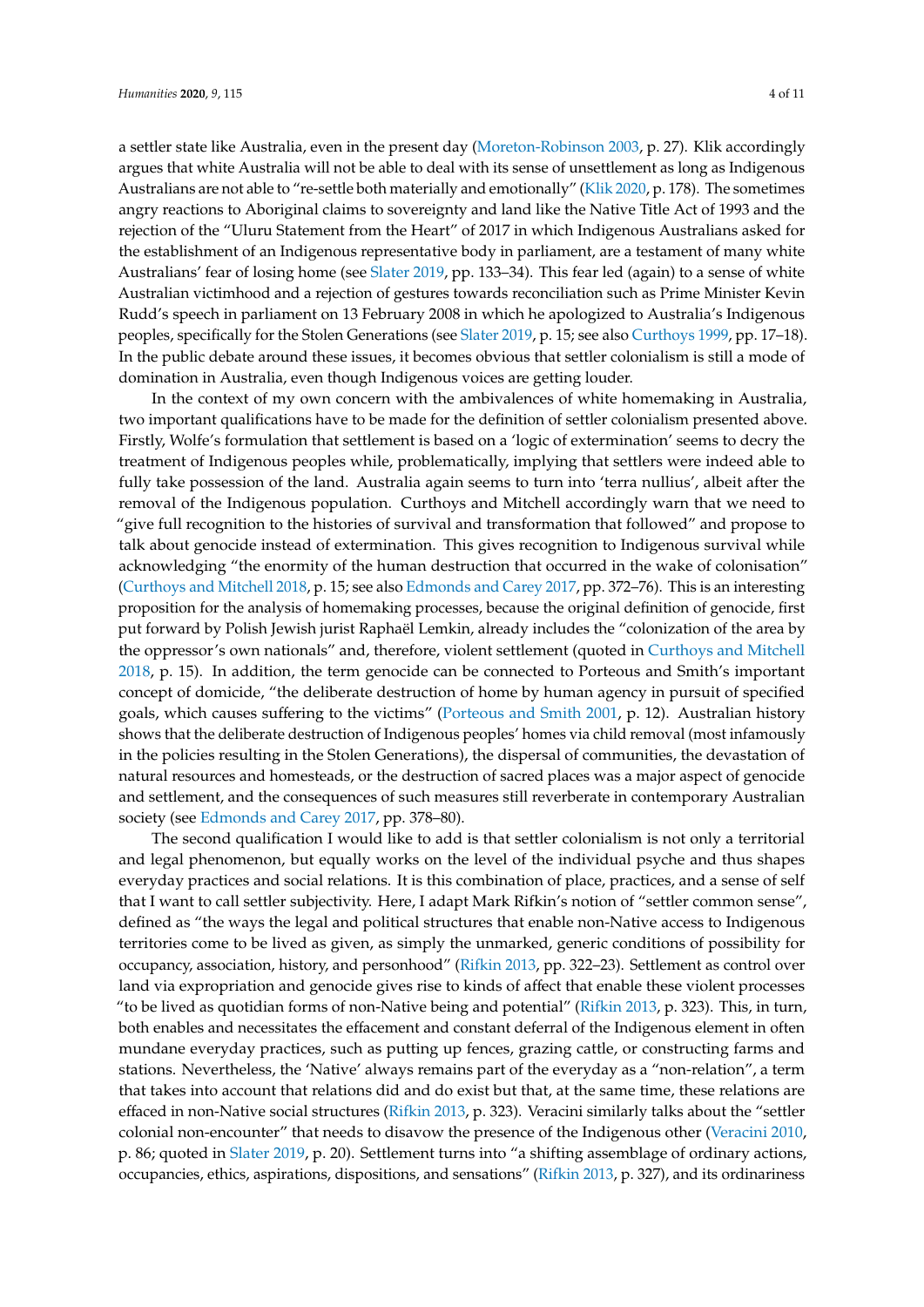a settler state like Australia, even in the present day (Moreton-Robinson 2003, p. 27). Klik accordingly argues that white Australia will not be able to deal with its sense of unsettlement as long as Indigenous Australians are not able to "re-settle both materially and emotionally" (Klik 2020, p. 178). The sometimes angry reactions to Aboriginal claims to sovereignty and land like the Native Title Act of 1993 and the rejection of the "Uluru Statement from the Heart" of 2017 in which Indigenous Australians asked for the establishment of an Indigenous representative body in parliament, are a testament of many white Australians' fear of losing home (see Slater 2019, pp. 133–34). This fear led (again) to a sense of white Australian victimhood and a rejection of gestures towards reconciliation such as Prime Minister Kevin Rudd's speech in parliament on 13 February 2008 in which he apologized to Australia's Indigenous peoples, specifically for the Stolen Generations (see Slater 2019, p. 15; see also Curthoys 1999, pp. 17–18). In the public debate around these issues, it becomes obvious that settler colonialism is still a mode of domination in Australia, even though Indigenous voices are getting louder.

In the context of my own concern with the ambivalences of white homemaking in Australia, two important qualifications have to be made for the definition of settler colonialism presented above. Firstly, Wolfe's formulation that settlement is based on a 'logic of extermination' seems to decry the treatment of Indigenous peoples while, problematically, implying that settlers were indeed able to fully take possession of the land. Australia again seems to turn into 'terra nullius', albeit after the removal of the Indigenous population. Curthoys and Mitchell accordingly warn that we need to "give full recognition to the histories of survival and transformation that followed" and propose to talk about genocide instead of extermination. This gives recognition to Indigenous survival while acknowledging "the enormity of the human destruction that occurred in the wake of colonisation" (Curthoys and Mitchell 2018, p. 15; see also Edmonds and Carey 2017, pp. 372–76). This is an interesting proposition for the analysis of homemaking processes, because the original definition of genocide, first put forward by Polish Jewish jurist Raphaël Lemkin, already includes the "colonization of the area by the oppressor's own nationals" and, therefore, violent settlement (quoted in Curthoys and Mitchell 2018, p. 15). In addition, the term genocide can be connected to Porteous and Smith's important concept of domicide, "the deliberate destruction of home by human agency in pursuit of specified goals, which causes suffering to the victims" (Porteous and Smith 2001, p. 12). Australian history shows that the deliberate destruction of Indigenous peoples' homes via child removal (most infamously in the policies resulting in the Stolen Generations), the dispersal of communities, the devastation of natural resources and homesteads, or the destruction of sacred places was a major aspect of genocide and settlement, and the consequences of such measures still reverberate in contemporary Australian society (see Edmonds and Carey 2017, pp. 378–80).

The second qualification I would like to add is that settler colonialism is not only a territorial and legal phenomenon, but equally works on the level of the individual psyche and thus shapes everyday practices and social relations. It is this combination of place, practices, and a sense of self that I want to call settler subjectivity. Here, I adapt Mark Rifkin's notion of "settler common sense", defined as "the ways the legal and political structures that enable non-Native access to Indigenous territories come to be lived as given, as simply the unmarked, generic conditions of possibility for occupancy, association, history, and personhood" (Rifkin 2013, pp. 322–23). Settlement as control over land via expropriation and genocide gives rise to kinds of affect that enable these violent processes "to be lived as quotidian forms of non-Native being and potential" (Rifkin 2013, p. 323). This, in turn, both enables and necessitates the effacement and constant deferral of the Indigenous element in often mundane everyday practices, such as putting up fences, grazing cattle, or constructing farms and stations. Nevertheless, the 'Native' always remains part of the everyday as a "non-relation", a term that takes into account that relations did and do exist but that, at the same time, these relations are effaced in non-Native social structures (Rifkin 2013, p. 323). Veracini similarly talks about the "settler colonial non-encounter" that needs to disavow the presence of the Indigenous other (Veracini 2010, p. 86; quoted in Slater 2019, p. 20). Settlement turns into "a shifting assemblage of ordinary actions, occupancies, ethics, aspirations, dispositions, and sensations" (Rifkin 2013, p. 327), and its ordinariness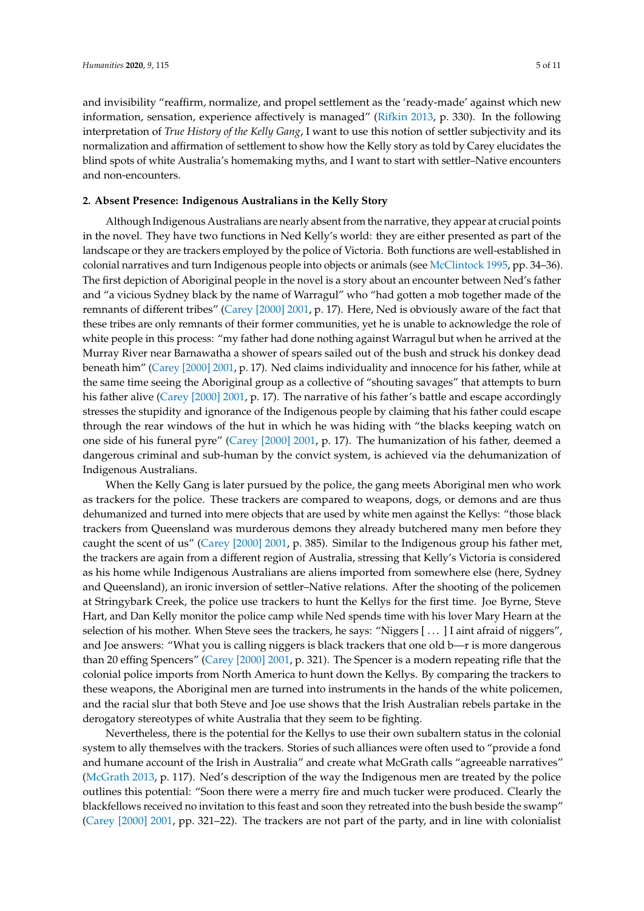and invisibility "reaffirm, normalize, and propel settlement as the 'ready-made' against which new information, sensation, experience affectively is managed" (Rifkin 2013, p. 330). In the following interpretation of *True History of the Kelly Gang*, I want to use this notion of settler subjectivity and its normalization and affirmation of settlement to show how the Kelly story as told by Carey elucidates the blind spots of white Australia's homemaking myths, and I want to start with settler–Native encounters and non-encounters.

## 2. Absent Presence: Indigenous Australians in the Kelly Story

Although Indigenous Australians are nearly absent from the narrative, they appear at crucial points in the novel. They have two functions in Ned Kelly's world: they are either presented as part of the landscape or they are trackers employed by the police of Victoria. Both functions are well-established in colonial narratives and turn Indigenous people into objects or animals (see McClintock 1995, pp. 34–36). The first depiction of Aboriginal people in the novel is a story about an encounter between Ned's father and "a vicious Sydney black by the name of Warragul" who "had gotten a mob together made of the remnants of different tribes" (Carey [2000] 2001, p. 17). Here, Ned is obviously aware of the fact that these tribes are only remnants of their former communities, yet he is unable to acknowledge the role of white people in this process: "my father had done nothing against Warragul but when he arrived at the Murray River near Barnawatha a shower of spears sailed out of the bush and struck his donkey dead beneath him" (Carey [2000] 2001, p. 17). Ned claims individuality and innocence for his father, while at the same time seeing the Aboriginal group as a collective of "shouting savages" that attempts to burn his father alive (Carey [2000] 2001, p. 17). The narrative of his father's battle and escape accordingly stresses the stupidity and ignorance of the Indigenous people by claiming that his father could escape through the rear windows of the hut in which he was hiding with "the blacks keeping watch on one side of his funeral pyre" (Carey [2000] 2001, p. 17). The humanization of his father, deemed a dangerous criminal and sub-human by the convict system, is achieved via the dehumanization of Indigenous Australians.

When the Kelly Gang is later pursued by the police, the gang meets Aboriginal men who work as trackers for the police. These trackers are compared to weapons, dogs, or demons and are thus dehumanized and turned into mere objects that are used by white men against the Kellys: "those black trackers from Queensland was murderous demons they already butchered many men before they caught the scent of us" (Carey [2000] 2001, p. 385). Similar to the Indigenous group his father met, the trackers are again from a different region of Australia, stressing that Kelly's Victoria is considered as his home while Indigenous Australians are aliens imported from somewhere else (here, Sydney and Queensland), an ironic inversion of settler–Native relations. After the shooting of the policemen at Stringybark Creek, the police use trackers to hunt the Kellys for the first time. Joe Byrne, Steve Hart, and Dan Kelly monitor the police camp while Ned spends time with his lover Mary Hearn at the selection of his mother. When Steve sees the trackers, he says: "Niggers [ ... ] I aint afraid of niggers", and Joe answers: "What you is calling niggers is black trackers that one old b—r is more dangerous than 20 effing Spencers" (Carey [2000] 2001, p. 321). The Spencer is a modern repeating rifle that the colonial police imports from North America to hunt down the Kellys. By comparing the trackers to these weapons, the Aboriginal men are turned into instruments in the hands of the white policemen, and the racial slur that both Steve and Joe use shows that the Irish Australian rebels partake in the derogatory stereotypes of white Australia that they seem to be fighting.

Nevertheless, there is the potential for the Kellys to use their own subaltern status in the colonial system to ally themselves with the trackers. Stories of such alliances were often used to "provide a fond and humane account of the Irish in Australia" and create what McGrath calls "agreeable narratives" (McGrath 2013, p. 117). Ned's description of the way the Indigenous men are treated by the police outlines this potential: "Soon there were a merry fire and much tucker were produced. Clearly the blackfellows received no invitation to this feast and soon they retreated into the bush beside the swamp" (Carey [2000] 2001, pp. 321–22). The trackers are not part of the party, and in line with colonialist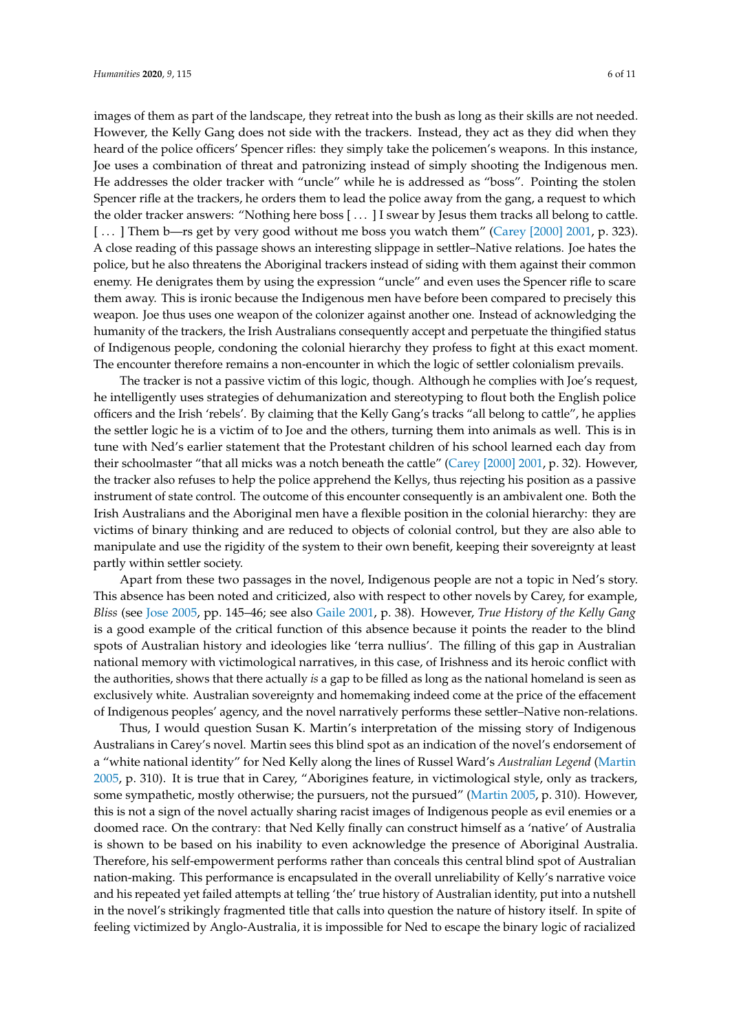images of them as part of the landscape, they retreat into the bush as long as their skills are not needed. However, the Kelly Gang does not side with the trackers. Instead, they act as they did when they heard of the police officers' Spencer rifles: they simply take the policemen's weapons. In this instance, Joe uses a combination of threat and patronizing instead of simply shooting the Indigenous men. He addresses the older tracker with "uncle" while he is addressed as "boss". Pointing the stolen Spencer rifle at the trackers, he orders them to lead the police away from the gang, a request to which the older tracker answers: "Nothing here boss [ . . . ] I swear by Jesus them tracks all belong to cattle. [ . . . ] Them b—rs get by very good without me boss you watch them" (Carey [2000] 2001, p. 323). A close reading of this passage shows an interesting slippage in settler–Native relations. Joe hates the police, but he also threatens the Aboriginal trackers instead of siding with them against their common enemy. He denigrates them by using the expression "uncle" and even uses the Spencer rifle to scare them away. This is ironic because the Indigenous men have before been compared to precisely this weapon. Joe thus uses one weapon of the colonizer against another one. Instead of acknowledging the humanity of the trackers, the Irish Australians consequently accept and perpetuate the thingified status of Indigenous people, condoning the colonial hierarchy they profess to fight at this exact moment. The encounter therefore remains a non-encounter in which the logic of settler colonialism prevails.

The tracker is not a passive victim of this logic, though. Although he complies with Joe's request, he intelligently uses strategies of dehumanization and stereotyping to flout both the English police officers and the Irish 'rebels'. By claiming that the Kelly Gang's tracks "all belong to cattle", he applies the settler logic he is a victim of to Joe and the others, turning them into animals as well. This is in tune with Ned's earlier statement that the Protestant children of his school learned each day from their schoolmaster "that all micks was a notch beneath the cattle" (Carey [2000] 2001, p. 32). However, the tracker also refuses to help the police apprehend the Kellys, thus rejecting his position as a passive instrument of state control. The outcome of this encounter consequently is an ambivalent one. Both the Irish Australians and the Aboriginal men have a flexible position in the colonial hierarchy: they are victims of binary thinking and are reduced to objects of colonial control, but they are also able to manipulate and use the rigidity of the system to their own benefit, keeping their sovereignty at least partly within settler society.

Apart from these two passages in the novel, Indigenous people are not a topic in Ned's story. This absence has been noted and criticized, also with respect to other novels by Carey, for example, *Bliss* (see Jose 2005, pp. 145–46; see also Gaile 2001, p. 38). However, *True History of the Kelly Gang* is a good example of the critical function of this absence because it points the reader to the blind spots of Australian history and ideologies like 'terra nullius'. The filling of this gap in Australian national memory with victimological narratives, in this case, of Irishness and its heroic conflict with the authorities, shows that there actually *is* a gap to be filled as long as the national homeland is seen as exclusively white. Australian sovereignty and homemaking indeed come at the price of the effacement of Indigenous peoples' agency, and the novel narratively performs these settler–Native non-relations.

Thus, I would question Susan K. Martin's interpretation of the missing story of Indigenous Australians in Carey's novel. Martin sees this blind spot as an indication of the novel's endorsement of a "white national identity" for Ned Kelly along the lines of Russel Ward's *Australian Legend* (Martin 2005, p. 310). It is true that in Carey, "Aborigines feature, in victimological style, only as trackers, some sympathetic, mostly otherwise; the pursuers, not the pursued" (Martin 2005, p. 310). However, this is not a sign of the novel actually sharing racist images of Indigenous people as evil enemies or a doomed race. On the contrary: that Ned Kelly finally can construct himself as a 'native' of Australia is shown to be based on his inability to even acknowledge the presence of Aboriginal Australia. Therefore, his self-empowerment performs rather than conceals this central blind spot of Australian nation-making. This performance is encapsulated in the overall unreliability of Kelly's narrative voice and his repeated yet failed attempts at telling 'the' true history of Australian identity, put into a nutshell in the novel's strikingly fragmented title that calls into question the nature of history itself. In spite of feeling victimized by Anglo-Australia, it is impossible for Ned to escape the binary logic of racialized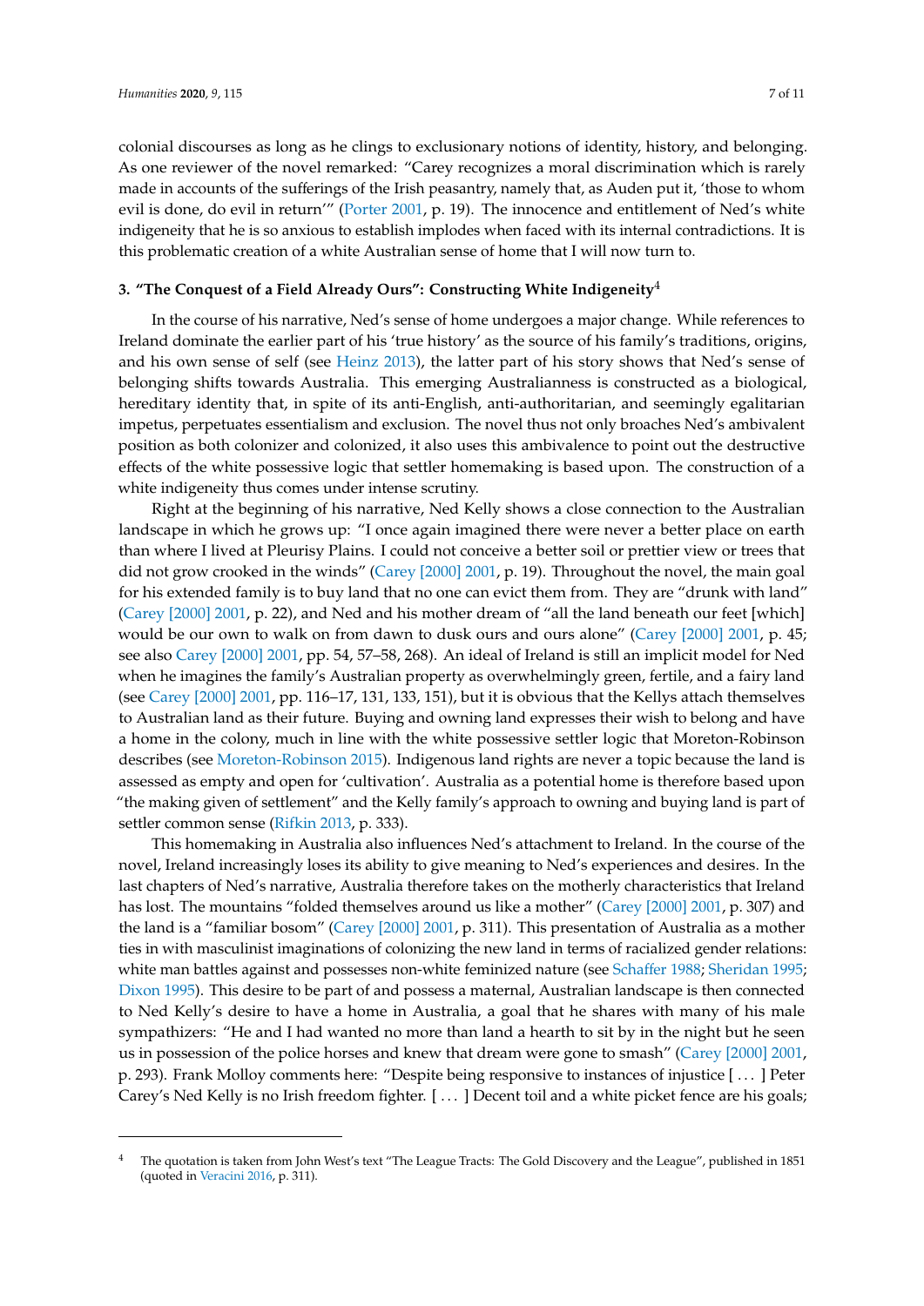colonial discourses as long as he clings to exclusionary notions of identity, history, and belonging. As one reviewer of the novel remarked: "Carey recognizes a moral discrimination which is rarely made in accounts of the sufferings of the Irish peasantry, namely that, as Auden put it, 'those to whom evil is done, do evil in return'" (Porter 2001, p. 19). The innocence and entitlement of Ned's white indigeneity that he is so anxious to establish implodes when faced with its internal contradictions. It is this problematic creation of a white Australian sense of home that I will now turn to.

## 3. "The Conquest of a Field Already Ours": Constructing White Indigeneity[4]

In the course of his narrative, Ned's sense of home undergoes a major change. While references to Ireland dominate the earlier part of his 'true history' as the source of his family's traditions, origins, and his own sense of self (see Heinz 2013), the latter part of his story shows that Ned's sense of belonging shifts towards Australia. This emerging Australianness is constructed as a biological, hereditary identity that, in spite of its anti-English, anti-authoritarian, and seemingly egalitarian impetus, perpetuates essentialism and exclusion. The novel thus not only broaches Ned's ambivalent position as both colonizer and colonized, it also uses this ambivalence to point out the destructive effects of the white possessive logic that settler homemaking is based upon. The construction of a white indigeneity thus comes under intense scrutiny.

Right at the beginning of his narrative, Ned Kelly shows a close connection to the Australian landscape in which he grows up: "I once again imagined there were never a better place on earth than where I lived at Pleurisy Plains. I could not conceive a better soil or prettier view or trees that did not grow crooked in the winds" (Carey [2000] 2001, p. 19). Throughout the novel, the main goal for his extended family is to buy land that no one can evict them from. They are "drunk with land" (Carey [2000] 2001, p. 22), and Ned and his mother dream of "all the land beneath our feet [which] would be our own to walk on from dawn to dusk ours and ours alone" (Carey [2000] 2001, p. 45; see also Carey [2000] 2001, pp. 54, 57–58, 268). An ideal of Ireland is still an implicit model for Ned when he imagines the family's Australian property as overwhelmingly green, fertile, and a fairy land (see Carey [2000] 2001, pp. 116–17, 131, 133, 151), but it is obvious that the Kellys attach themselves to Australian land as their future. Buying and owning land expresses their wish to belong and have a home in the colony, much in line with the white possessive settler logic that Moreton-Robinson describes (see Moreton-Robinson 2015). Indigenous land rights are never a topic because the land is assessed as empty and open for 'cultivation'. Australia as a potential home is therefore based upon "the making given of settlement" and the Kelly family's approach to owning and buying land is part of settler common sense (Rifkin 2013, p. 333).

This homemaking in Australia also influences Ned's attachment to Ireland. In the course of the novel, Ireland increasingly loses its ability to give meaning to Ned's experiences and desires. In the last chapters of Ned's narrative, Australia therefore takes on the motherly characteristics that Ireland has lost. The mountains "folded themselves around us like a mother" (Carey [2000] 2001, p. 307) and the land is a "familiar bosom" (Carey [2000] 2001, p. 311). This presentation of Australia as a mother ties in with masculinist imaginations of colonizing the new land in terms of racialized gender relations: white man battles against and possesses non-white feminized nature (see Schaffer 1988; Sheridan 1995; Dixon 1995). This desire to be part of and possess a maternal, Australian landscape is then connected to Ned Kelly's desire to have a home in Australia, a goal that he shares with many of his male sympathizers: "He and I had wanted no more than land a hearth to sit by in the night but he seen us in possession of the police horses and knew that dream were gone to smash" (Carey [2000] 2001, p. 293). Frank Molloy comments here: "Despite being responsive to instances of injustice [ . . . ] Peter Carey's Ned Kelly is no Irish freedom fighter. [ . . . ] Decent toil and a white picket fence are his goals;

---

[4] The quotation is taken from John West's text "The League Tracts: The Gold Discovery and the League", published in 1851 (quoted in Veracini 2016, p. 311).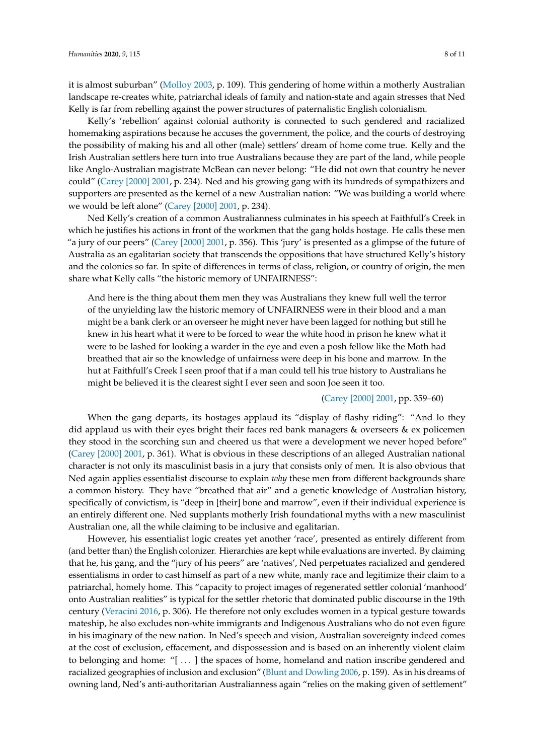it is almost suburban" (Molloy 2003, p. 109). This gendering of home within a motherly Australian landscape re-creates white, patriarchal ideals of family and nation-state and again stresses that Ned Kelly is far from rebelling against the power structures of paternalistic English colonialism.

Kelly's 'rebellion' against colonial authority is connected to such gendered and racialized homemaking aspirations because he accuses the government, the police, and the courts of destroying the possibility of making his and all other (male) settlers' dream of home come true. Kelly and the Irish Australian settlers here turn into true Australians because they are part of the land, while people like Anglo-Australian magistrate McBean can never belong: "He did not own that country he never could" (Carey [2000] 2001, p. 234). Ned and his growing gang with its hundreds of sympathizers and supporters are presented as the kernel of a new Australian nation: "We was building a world where we would be left alone" (Carey [2000] 2001, p. 234).

Ned Kelly's creation of a common Australianness culminates in his speech at Faithfull's Creek in which he justifies his actions in front of the workmen that the gang holds hostage. He calls these men "a jury of our peers" (Carey [2000] 2001, p. 356). This 'jury' is presented as a glimpse of the future of Australia as an egalitarian society that transcends the oppositions that have structured Kelly's history and the colonies so far. In spite of differences in terms of class, religion, or country of origin, the men share what Kelly calls "the historic memory of UNFAIRNESS":

> And here is the thing about them men they was Australians they knew full well the terror of the unyielding law the historic memory of UNFAIRNESS were in their blood and a man might be a bank clerk or an overseer he might never have been lagged for nothing but still he knew in his heart what it were to be forced to wear the white hood in prison he knew what it were to be lashed for looking a warder in the eye and even a posh fellow like the Moth had breathed that air so the knowledge of unfairness were deep in his bone and marrow. In the hut at Faithfull's Creek I seen proof that if a man could tell his true history to Australians he might be believed it is the clearest sight I ever seen and soon Joe seen it too.
>
> (Carey [2000] 2001, pp. 359–60)

When the gang departs, its hostages applaud its "display of flashy riding": "And lo they did applaud us with their eyes bright their faces red bank managers & overseers & ex policemen they stood in the scorching sun and cheered us that were a development we never hoped before" (Carey [2000] 2001, p. 361). What is obvious in these descriptions of an alleged Australian national character is not only its masculinist basis in a jury that consists only of men. It is also obvious that Ned again applies essentialist discourse to explain *why* these men from different backgrounds share a common history. They have "breathed that air" and a genetic knowledge of Australian history, specifically of convictism, is "deep in [their] bone and marrow", even if their individual experience is an entirely different one. Ned supplants motherly Irish foundational myths with a new masculinist Australian one, all the while claiming to be inclusive and egalitarian.

However, his essentialist logic creates yet another 'race', presented as entirely different from (and better than) the English colonizer. Hierarchies are kept while evaluations are inverted. By claiming that he, his gang, and the "jury of his peers" are 'natives', Ned perpetuates racialized and gendered essentialisms in order to cast himself as part of a new white, manly race and legitimize their claim to a patriarchal, homely home. This "capacity to project images of regenerated settler colonial 'manhood' onto Australian realities" is typical for the settler rhetoric that dominated public discourse in the 19th century (Veracini 2016, p. 306). He therefore not only excludes women in a typical gesture towards mateship, he also excludes non-white immigrants and Indigenous Australians who do not even figure in his imaginary of the new nation. In Ned's speech and vision, Australian sovereignty indeed comes at the cost of exclusion, effacement, and dispossession and is based on an inherently violent claim to belonging and home: "[ … ] the spaces of home, homeland and nation inscribe gendered and racialized geographies of inclusion and exclusion" (Blunt and Dowling 2006, p. 159). As in his dreams of owning land, Ned's anti-authoritarian Australianness again "relies on the making given of settlement"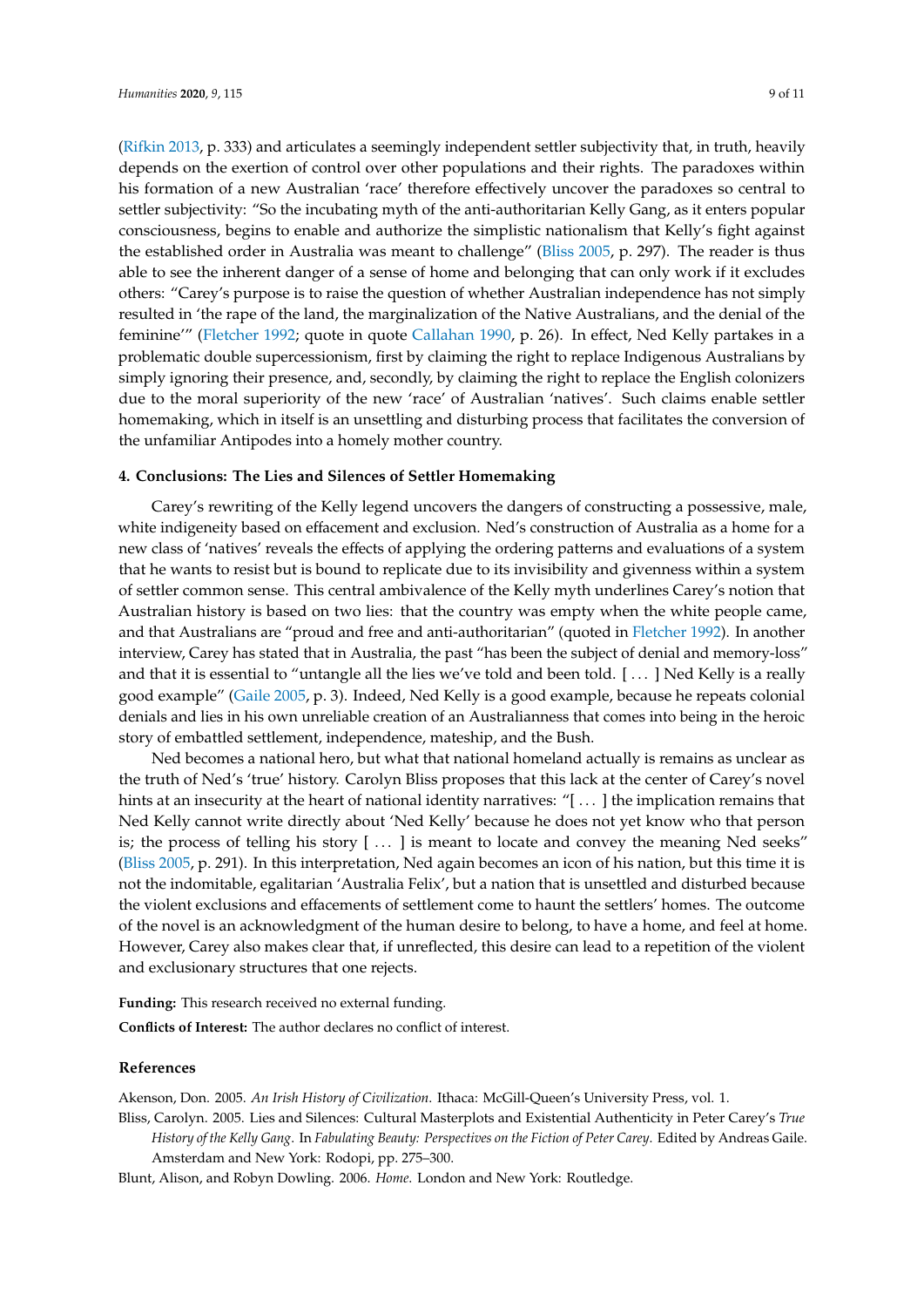(Rifkin 2013, p. 333) and articulates a seemingly independent settler subjectivity that, in truth, heavily depends on the exertion of control over other populations and their rights. The paradoxes within his formation of a new Australian 'race' therefore effectively uncover the paradoxes so central to settler subjectivity: "So the incubating myth of the anti-authoritarian Kelly Gang, as it enters popular consciousness, begins to enable and authorize the simplistic nationalism that Kelly's fight against the established order in Australia was meant to challenge" (Bliss 2005, p. 297). The reader is thus able to see the inherent danger of a sense of home and belonging that can only work if it excludes others: "Carey's purpose is to raise the question of whether Australian independence has not simply resulted in 'the rape of the land, the marginalization of the Native Australians, and the denial of the feminine'" (Fletcher 1992; quote in quote Callahan 1990, p. 26). In effect, Ned Kelly partakes in a problematic double supercessionism, first by claiming the right to replace Indigenous Australians by simply ignoring their presence, and, secondly, by claiming the right to replace the English colonizers due to the moral superiority of the new 'race' of Australian 'natives'. Such claims enable settler homemaking, which in itself is an unsettling and disturbing process that facilitates the conversion of the unfamiliar Antipodes into a homely mother country.

## 4. Conclusions: The Lies and Silences of Settler Homemaking

Carey's rewriting of the Kelly legend uncovers the dangers of constructing a possessive, male, white indigeneity based on effacement and exclusion. Ned's construction of Australia as a home for a new class of 'natives' reveals the effects of applying the ordering patterns and evaluations of a system that he wants to resist but is bound to replicate due to its invisibility and givenness within a system of settler common sense. This central ambivalence of the Kelly myth underlines Carey's notion that Australian history is based on two lies: that the country was empty when the white people came, and that Australians are "proud and free and anti-authoritarian" (quoted in Fletcher 1992). In another interview, Carey has stated that in Australia, the past "has been the subject of denial and memory-loss" and that it is essential to "untangle all the lies we've told and been told. [ ... ] Ned Kelly is a really good example" (Gaile 2005, p. 3). Indeed, Ned Kelly is a good example, because he repeats colonial denials and lies in his own unreliable creation of an Australianness that comes into being in the heroic story of embattled settlement, independence, mateship, and the Bush.

Ned becomes a national hero, but what that national homeland actually is remains as unclear as the truth of Ned's 'true' history. Carolyn Bliss proposes that this lack at the center of Carey's novel hints at an insecurity at the heart of national identity narratives: "[ ... ] the implication remains that Ned Kelly cannot write directly about 'Ned Kelly' because he does not yet know who that person is; the process of telling his story [ ... ] is meant to locate and convey the meaning Ned seeks" (Bliss 2005, p. 291). In this interpretation, Ned again becomes an icon of his nation, but this time it is not the indomitable, egalitarian 'Australia Felix', but a nation that is unsettled and disturbed because the violent exclusions and effacements of settlement come to haunt the settlers' homes. The outcome of the novel is an acknowledgment of the human desire to belong, to have a home, and feel at home. However, Carey also makes clear that, if unreflected, this desire can lead to a repetition of the violent and exclusionary structures that one rejects.

**Funding:** This research received no external funding.

**Conflicts of Interest:** The author declares no conflict of interest.

## References

Akenson, Don. 2005. *An Irish History of Civilization*. Ithaca: McGill-Queen's University Press, vol. 1.

Bliss, Carolyn. 2005. Lies and Silences: Cultural Masterplots and Existential Authenticity in Peter Carey's *True History of the Kelly Gang*. In *Fabulating Beauty: Perspectives on the Fiction of Peter Carey*. Edited by Andreas Gaile. Amsterdam and New York: Rodopi, pp. 275–300.

Blunt, Alison, and Robyn Dowling. 2006. *Home*. London and New York: Routledge.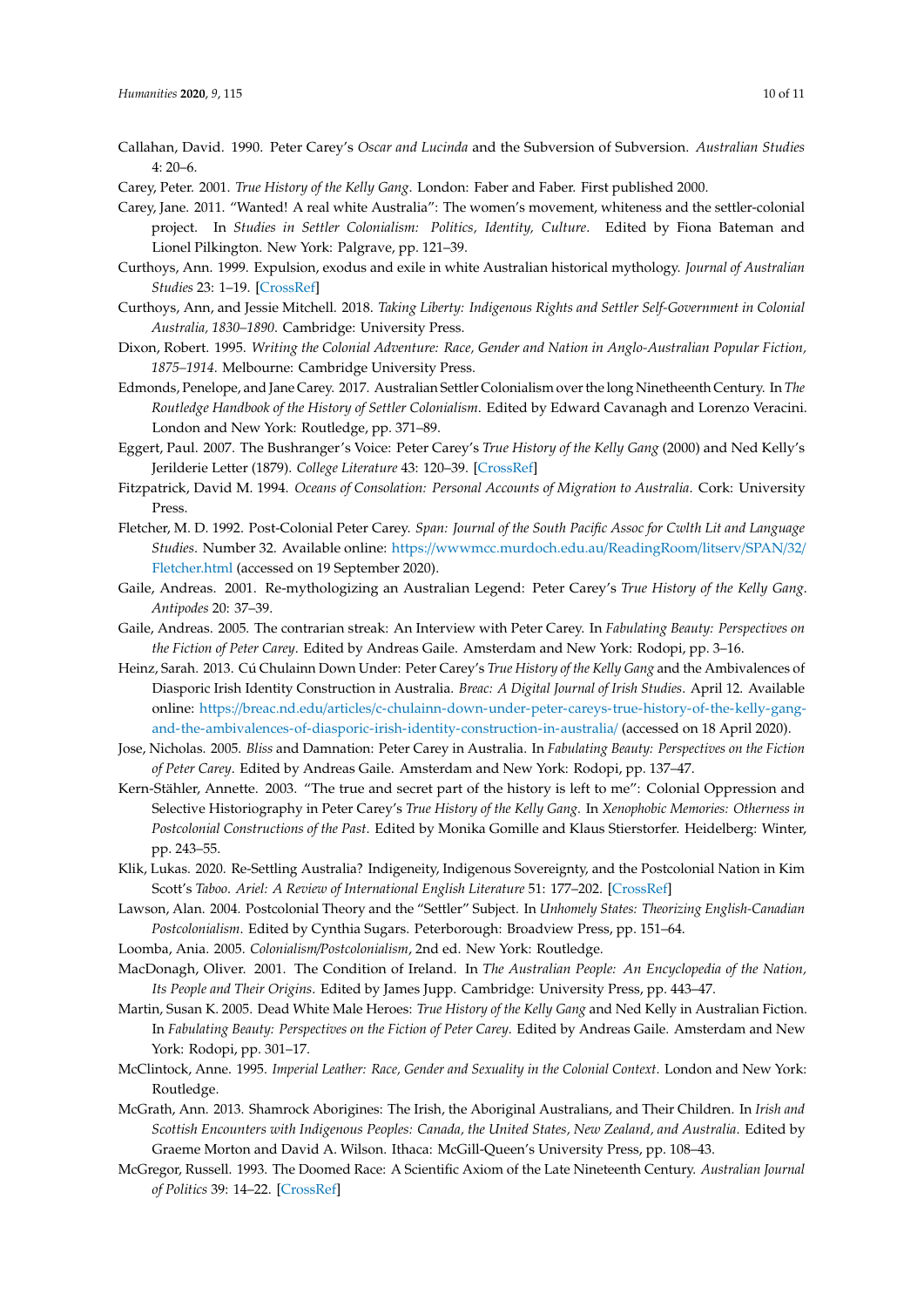Callahan, David. 1990. Peter Carey's *Oscar and Lucinda* and the Subversion of Subversion. *Australian Studies* 4: 20–6.

Carey, Peter. 2001. *True History of the Kelly Gang*. London: Faber and Faber. First published 2000.

Carey, Jane. 2011. "Wanted! A real white Australia": The women's movement, whiteness and the settler-colonial project. In *Studies in Settler Colonialism: Politics, Identity, Culture*. Edited by Fiona Bateman and Lionel Pilkington. New York: Palgrave, pp. 121–39.

Curthoys, Ann. 1999. Expulsion, exodus and exile in white Australian historical mythology. *Journal of Australian Studies* 23: 1–19. [CrossRef]

Curthoys, Ann, and Jessie Mitchell. 2018. *Taking Liberty: Indigenous Rights and Settler Self-Government in Colonial Australia, 1830–1890*. Cambridge: University Press.

Dixon, Robert. 1995. *Writing the Colonial Adventure: Race, Gender and Nation in Anglo-Australian Popular Fiction, 1875–1914*. Melbourne: Cambridge University Press.

Edmonds, Penelope, and Jane Carey. 2017. Australian Settler Colonialism over the long Ninetheenth Century. In *The Routledge Handbook of the History of Settler Colonialism*. Edited by Edward Cavanagh and Lorenzo Veracini. London and New York: Routledge, pp. 371–89.

Eggert, Paul. 2007. The Bushranger's Voice: Peter Carey's *True History of the Kelly Gang* (2000) and Ned Kelly's Jerilderie Letter (1879). *College Literature* 43: 120–39. [CrossRef]

Fitzpatrick, David M. 1994. *Oceans of Consolation: Personal Accounts of Migration to Australia*. Cork: University Press.

Fletcher, M. D. 1992. Post-Colonial Peter Carey. *Span: Journal of the South Pacific Assoc for Cwlth Lit and Language Studies*. Number 32. Available online: https://wwwmcc.murdoch.edu.au/ReadingRoom/litserv/SPAN/32/Fletcher.html (accessed on 19 September 2020).

Gaile, Andreas. 2001. Re-mythologizing an Australian Legend: Peter Carey's *True History of the Kelly Gang*. *Antipodes* 20: 37–39.

Gaile, Andreas. 2005. The contrarian streak: An Interview with Peter Carey. In *Fabulating Beauty: Perspectives on the Fiction of Peter Carey*. Edited by Andreas Gaile. Amsterdam and New York: Rodopi, pp. 3–16.

Heinz, Sarah. 2013. Cú Chulainn Down Under: Peter Carey's *True History of the Kelly Gang* and the Ambivalences of Diasporic Irish Identity Construction in Australia. *Breac: A Digital Journal of Irish Studies*. April 12. Available online: https://breac.nd.edu/articles/c-chulainn-down-under-peter-careys-true-history-of-the-kelly-gang-and-the-ambivalences-of-diasporic-irish-identity-construction-in-australia/ (accessed on 18 April 2020).

Jose, Nicholas. 2005. *Bliss* and Damnation: Peter Carey in Australia. In *Fabulating Beauty: Perspectives on the Fiction of Peter Carey*. Edited by Andreas Gaile. Amsterdam and New York: Rodopi, pp. 137–47.

Kern-Stähler, Annette. 2003. "The true and secret part of the history is left to me": Colonial Oppression and Selective Historiography in Peter Carey's *True History of the Kelly Gang*. In *Xenophobic Memories: Otherness in Postcolonial Constructions of the Past*. Edited by Monika Gomille and Klaus Stierstorfer. Heidelberg: Winter, pp. 243–55.

Klik, Lukas. 2020. Re-Settling Australia? Indigeneity, Indigenous Sovereignty, and the Postcolonial Nation in Kim Scott's *Taboo*. *Ariel: A Review of International English Literature* 51: 177–202. [CrossRef]

Lawson, Alan. 2004. Postcolonial Theory and the "Settler" Subject. In *Unhomely States: Theorizing English-Canadian Postcolonialism*. Edited by Cynthia Sugars. Peterborough: Broadview Press, pp. 151–64.

Loomba, Ania. 2005. *Colonialism/Postcolonialism*, 2nd ed. New York: Routledge.

MacDonagh, Oliver. 2001. The Condition of Ireland. In *The Australian People: An Encyclopedia of the Nation, Its People and Their Origins*. Edited by James Jupp. Cambridge: University Press, pp. 443–47.

Martin, Susan K. 2005. Dead White Male Heroes: *True History of the Kelly Gang* and Ned Kelly in Australian Fiction. In *Fabulating Beauty: Perspectives on the Fiction of Peter Carey*. Edited by Andreas Gaile. Amsterdam and New York: Rodopi, pp. 301–17.

McClintock, Anne. 1995. *Imperial Leather: Race, Gender and Sexuality in the Colonial Context*. London and New York: Routledge.

McGrath, Ann. 2013. Shamrock Aborigines: The Irish, the Aboriginal Australians, and Their Children. In *Irish and Scottish Encounters with Indigenous Peoples: Canada, the United States, New Zealand, and Australia*. Edited by Graeme Morton and David A. Wilson. Ithaca: McGill-Queen's University Press, pp. 108–43.

McGregor, Russell. 1993. The Doomed Race: A Scientific Axiom of the Late Nineteenth Century. *Australian Journal of Politics* 39: 14–22. [CrossRef]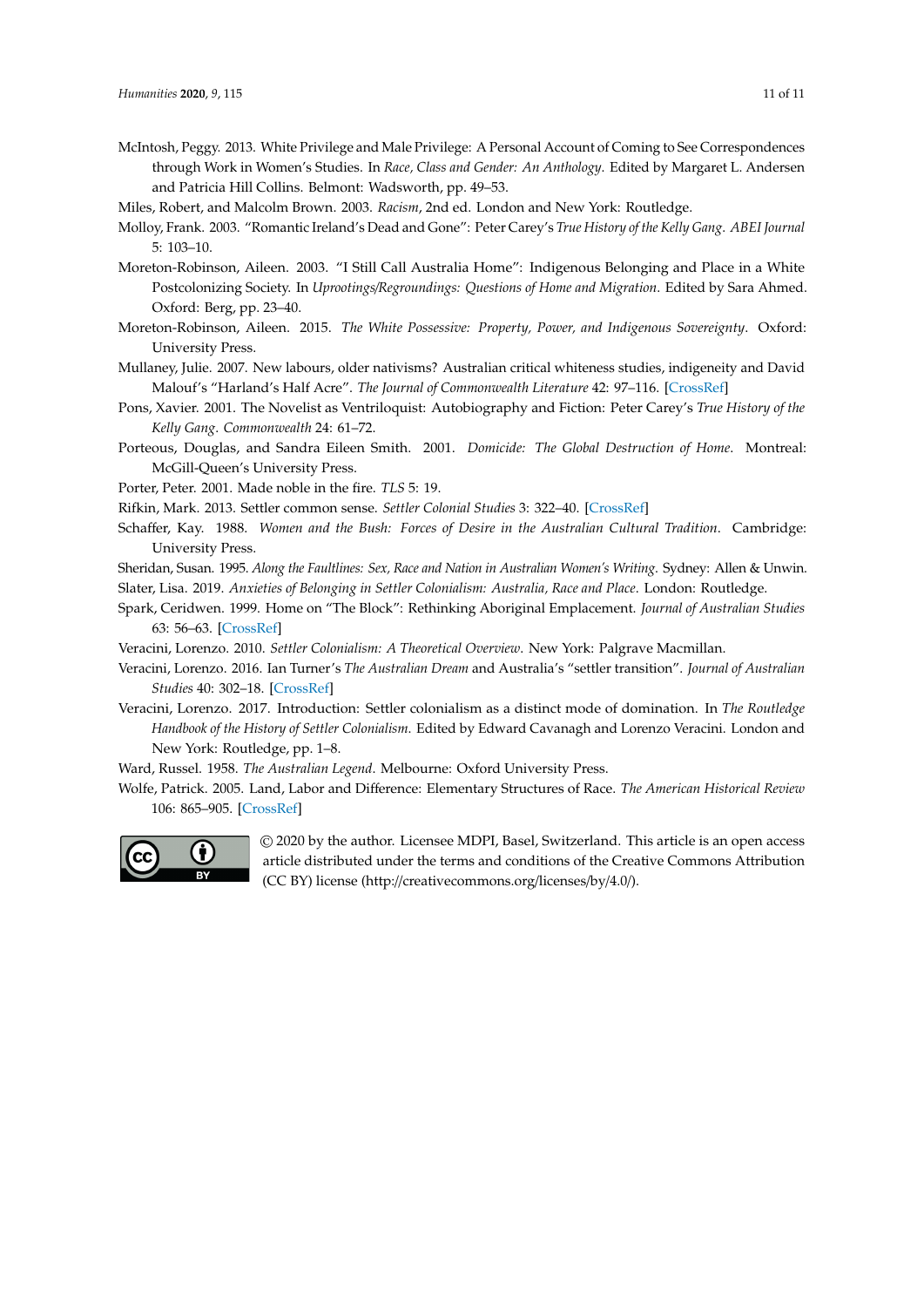McIntosh, Peggy. 2013. White Privilege and Male Privilege: A Personal Account of Coming to See Correspondences through Work in Women's Studies. In *Race, Class and Gender: An Anthology*. Edited by Margaret L. Andersen and Patricia Hill Collins. Belmont: Wadsworth, pp. 49–53.

Miles, Robert, and Malcolm Brown. 2003. *Racism*, 2nd ed. London and New York: Routledge.

Molloy, Frank. 2003. "Romantic Ireland's Dead and Gone": Peter Carey's *True History of the Kelly Gang*. *ABEI Journal* 5: 103–10.

Moreton-Robinson, Aileen. 2003. "I Still Call Australia Home": Indigenous Belonging and Place in a White Postcolonizing Society. In *Uprootings/Regroundings: Questions of Home and Migration*. Edited by Sara Ahmed. Oxford: Berg, pp. 23–40.

Moreton-Robinson, Aileen. 2015. *The White Possessive: Property, Power, and Indigenous Sovereignty*. Oxford: University Press.

Mullaney, Julie. 2007. New labours, older nativisms? Australian critical whiteness studies, indigeneity and David Malouf's "Harland's Half Acre". *The Journal of Commonwealth Literature* 42: 97–116. [CrossRef]

Pons, Xavier. 2001. The Novelist as Ventriloquist: Autobiography and Fiction: Peter Carey's *True History of the Kelly Gang*. *Commonwealth* 24: 61–72.

Porteous, Douglas, and Sandra Eileen Smith. 2001. *Domicide: The Global Destruction of Home*. Montreal: McGill-Queen's University Press.

Porter, Peter. 2001. Made noble in the fire. *TLS* 5: 19.

Rifkin, Mark. 2013. Settler common sense. *Settler Colonial Studies* 3: 322–40. [CrossRef]

Schaffer, Kay. 1988. *Women and the Bush: Forces of Desire in the Australian Cultural Tradition*. Cambridge: University Press.

Sheridan, Susan. 1995. *Along the Faultlines: Sex, Race and Nation in Australian Women's Writing*. Sydney: Allen & Unwin.

Slater, Lisa. 2019. *Anxieties of Belonging in Settler Colonialism: Australia, Race and Place*. London: Routledge.

Spark, Ceridwen. 1999. Home on "The Block": Rethinking Aboriginal Emplacement. *Journal of Australian Studies* 63: 56–63. [CrossRef]

Veracini, Lorenzo. 2010. *Settler Colonialism: A Theoretical Overview*. New York: Palgrave Macmillan.

Veracini, Lorenzo. 2016. Ian Turner's *The Australian Dream* and Australia's "settler transition". *Journal of Australian Studies* 40: 302–18. [CrossRef]

Veracini, Lorenzo. 2017. Introduction: Settler colonialism as a distinct mode of domination. In *The Routledge Handbook of the History of Settler Colonialism*. Edited by Edward Cavanagh and Lorenzo Veracini. London and New York: Routledge, pp. 1–8.

Ward, Russel. 1958. *The Australian Legend*. Melbourne: Oxford University Press.

Wolfe, Patrick. 2005. Land, Labor and Difference: Elementary Structures of Race. *The American Historical Review* 106: 865–905. [CrossRef]

© 2020 by the author. Licensee MDPI, Basel, Switzerland. This article is an open access article distributed under the terms and conditions of the Creative Commons Attribution (CC BY) license (http://creativecommons.org/licenses/by/4.0/).